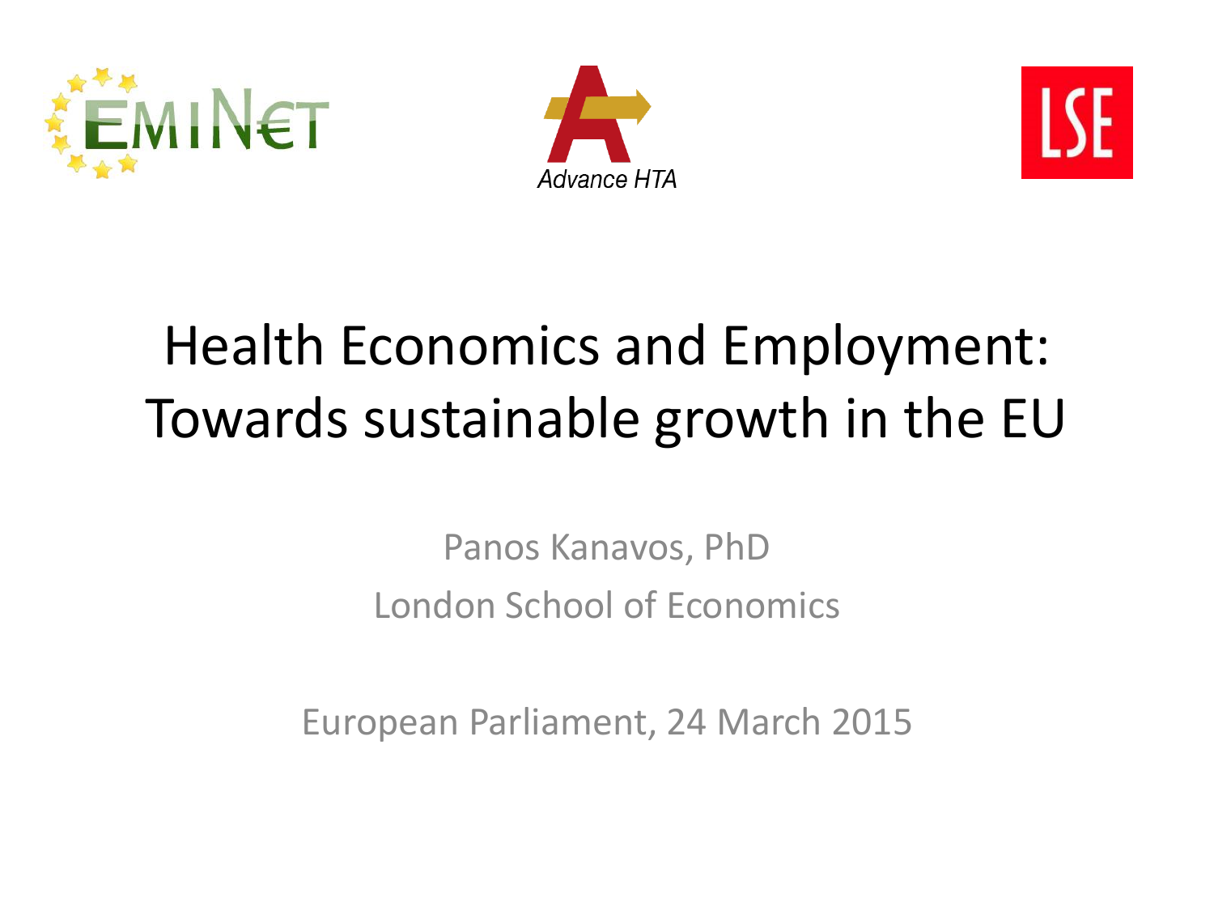# Health Economics and Employment: Towards sustainable growth in the EU

Panos Kanavos, PhD

London School of Economics

European Parliament, 24 March 2015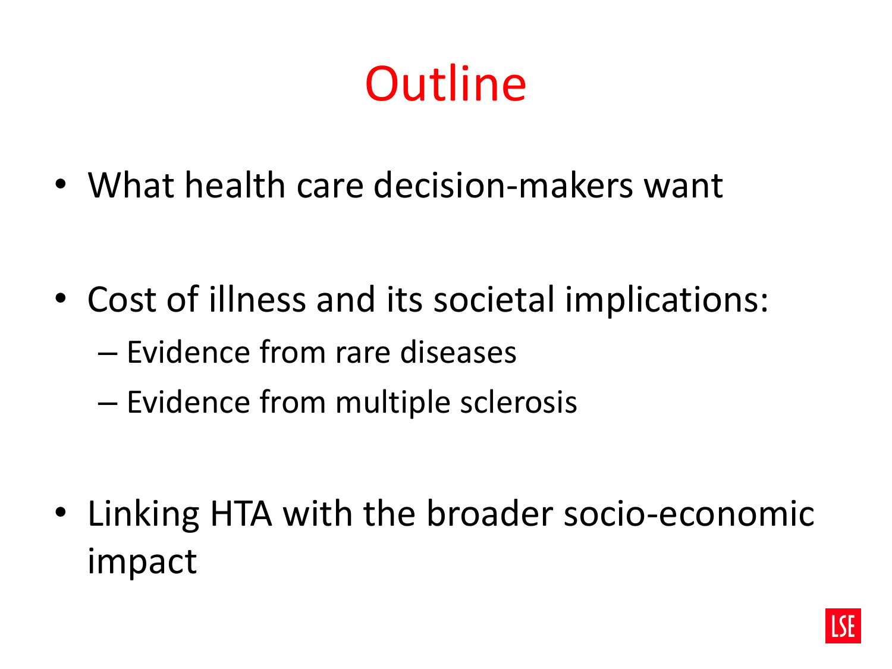# Outline

- What health care decision-makers want
- Cost of illness and its societal implications:
  - Evidence from rare diseases
  - Evidence from multiple sclerosis
- Linking HTA with the broader socio-economic impact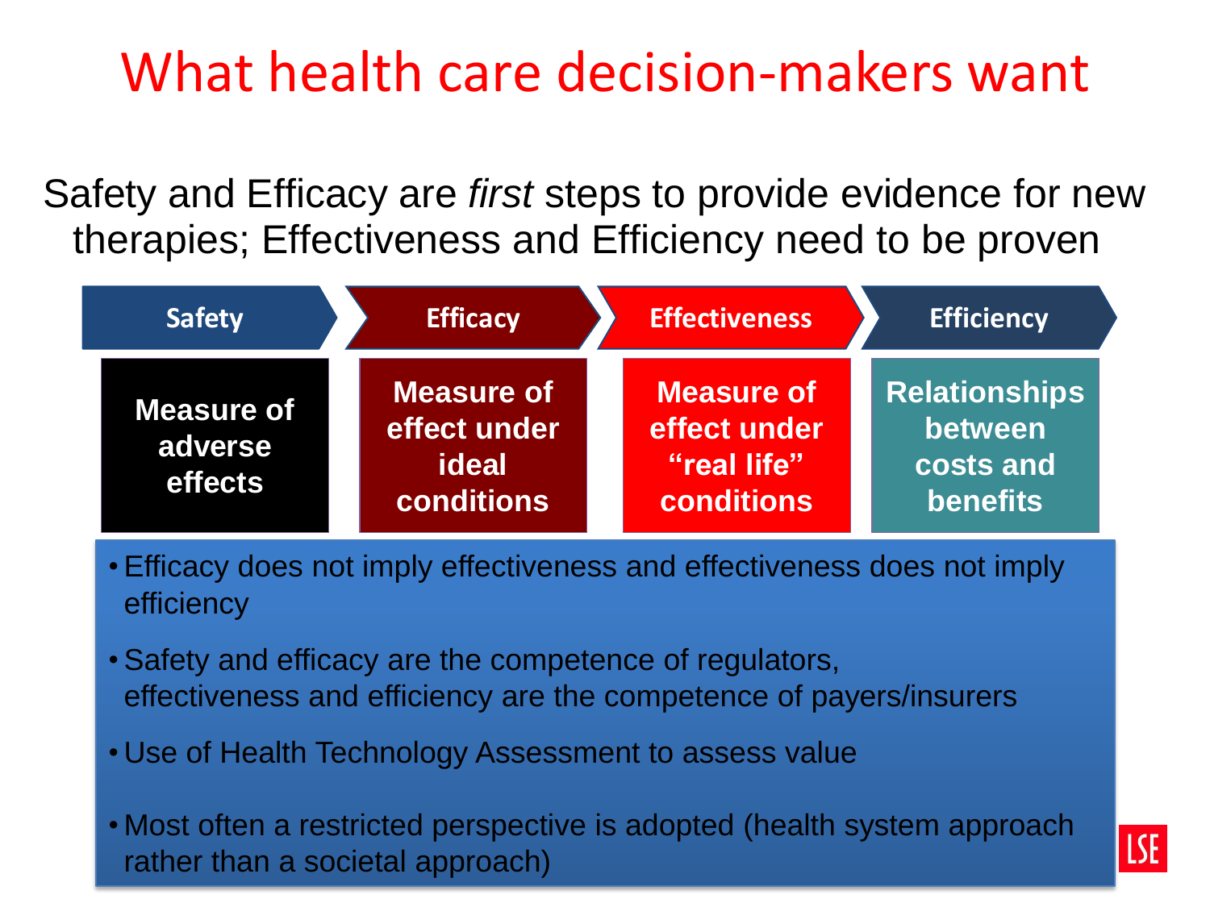# What health care decision-makers want

Safety and Efficacy are *first* steps to provide evidence for new therapies; Effectiveness and Efficiency need to be proven

| Safety | Efficacy | Effectiveness | Efficiency |
|---|---|---|---|
| Measure of adverse effects | Measure of effect under ideal conditions | Measure of effect under "real life" conditions | Relationships between costs and benefits |

- Efficacy does not imply effectiveness and effectiveness does not imply efficiency
- Safety and efficacy are the competence of regulators, effectiveness and efficiency are the competence of payers/insurers
- Use of Health Technology Assessment to assess value
- Most often a restricted perspective is adopted (health system approach rather than a societal approach)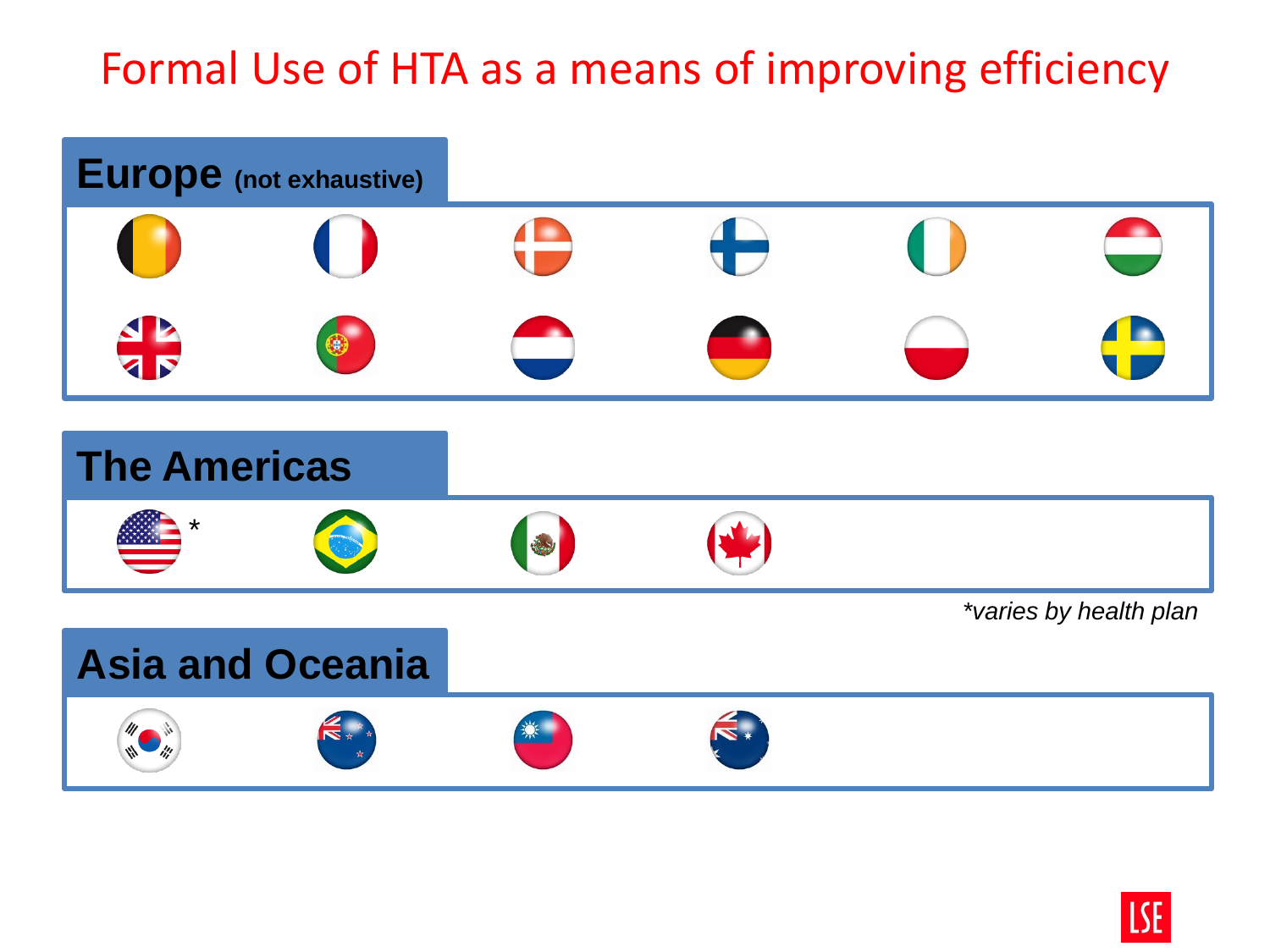# Formal Use of HTA as a means of improving efficiency

## Europe (not exhaustive)

## The Americas

*

*varies by health plan*

## Asia and Oceania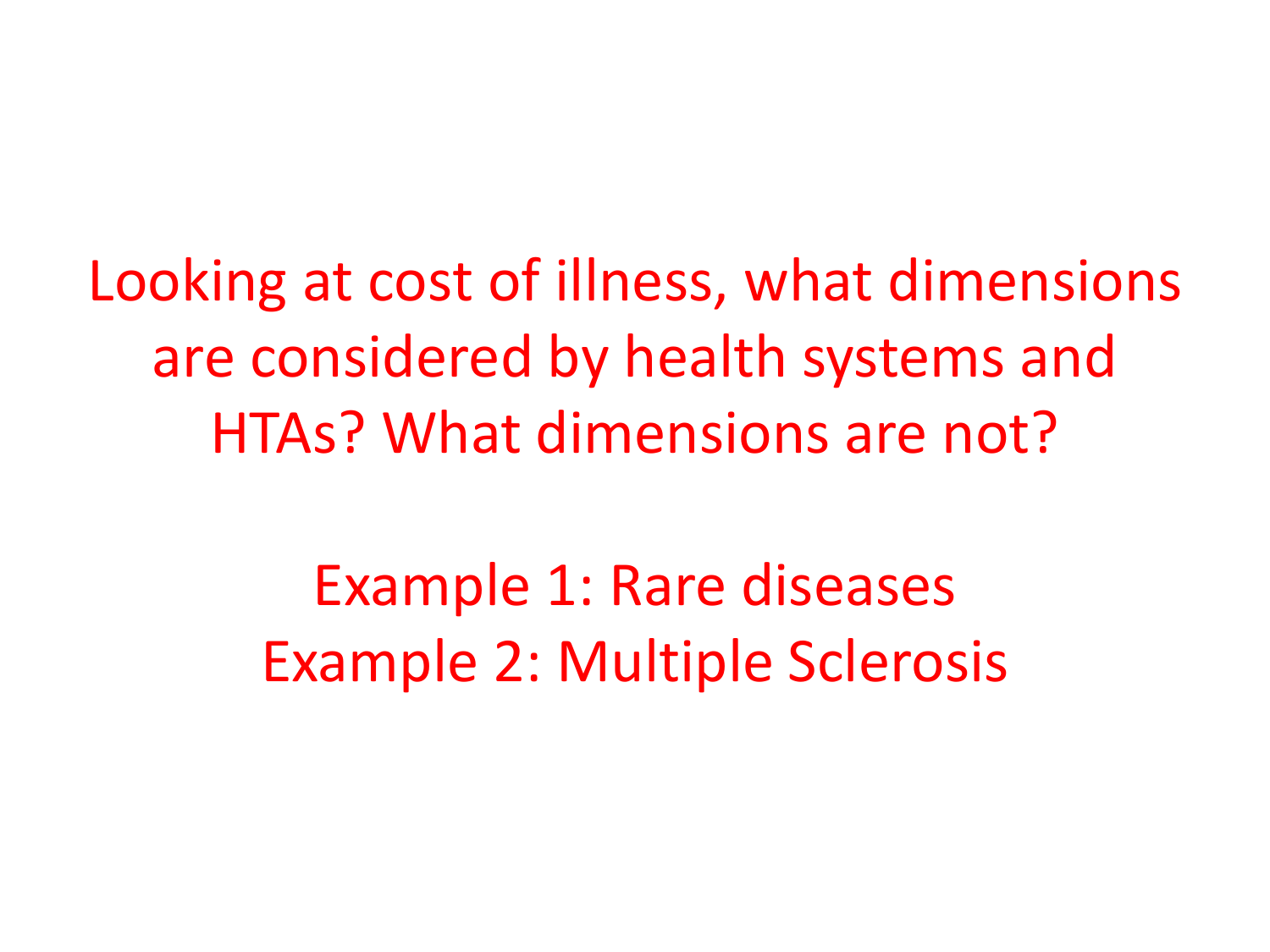Looking at cost of illness, what dimensions are considered by health systems and HTAs? What dimensions are not?

Example 1: Rare diseases
Example 2: Multiple Sclerosis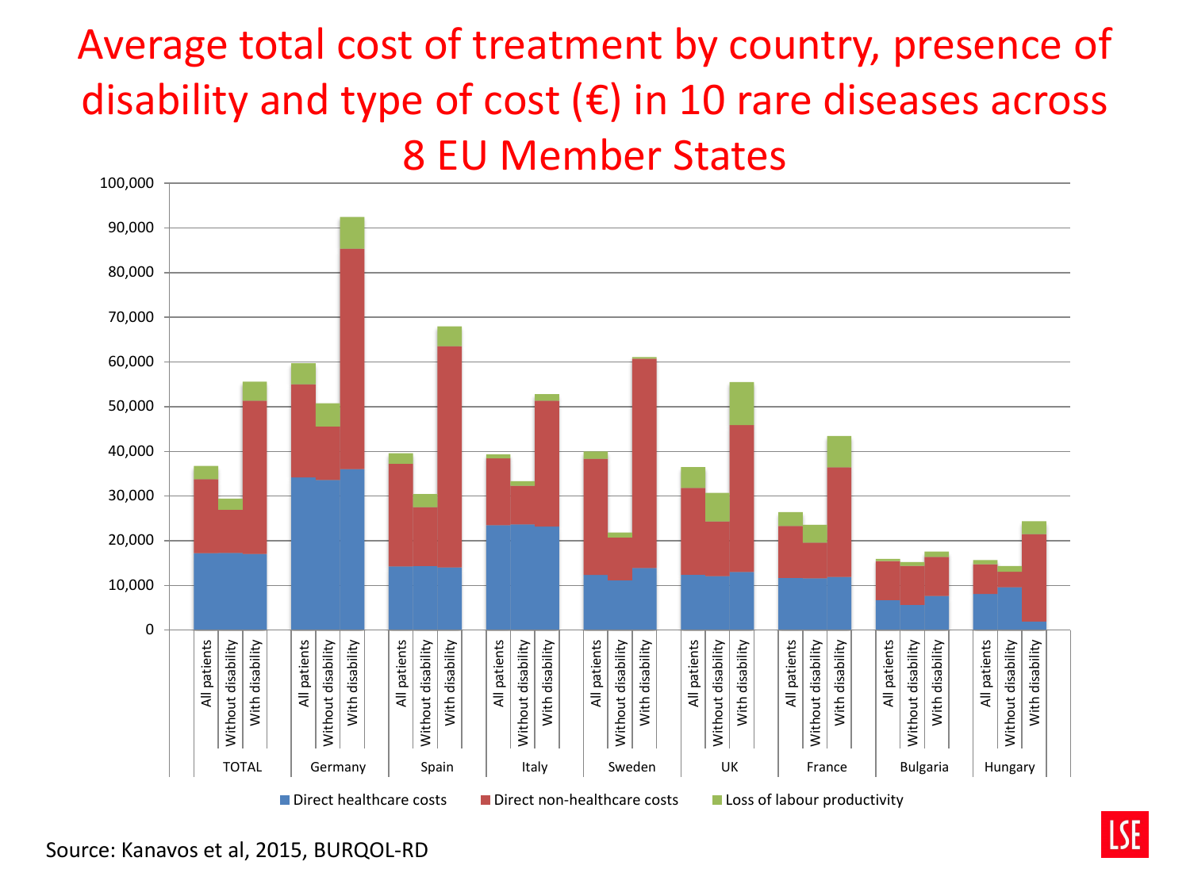# Average total cost of treatment by country, presence of disability and type of cost (€) in 10 rare diseases across 8 EU Member States

Source: Kanavos et al, 2015, BURQOL-RD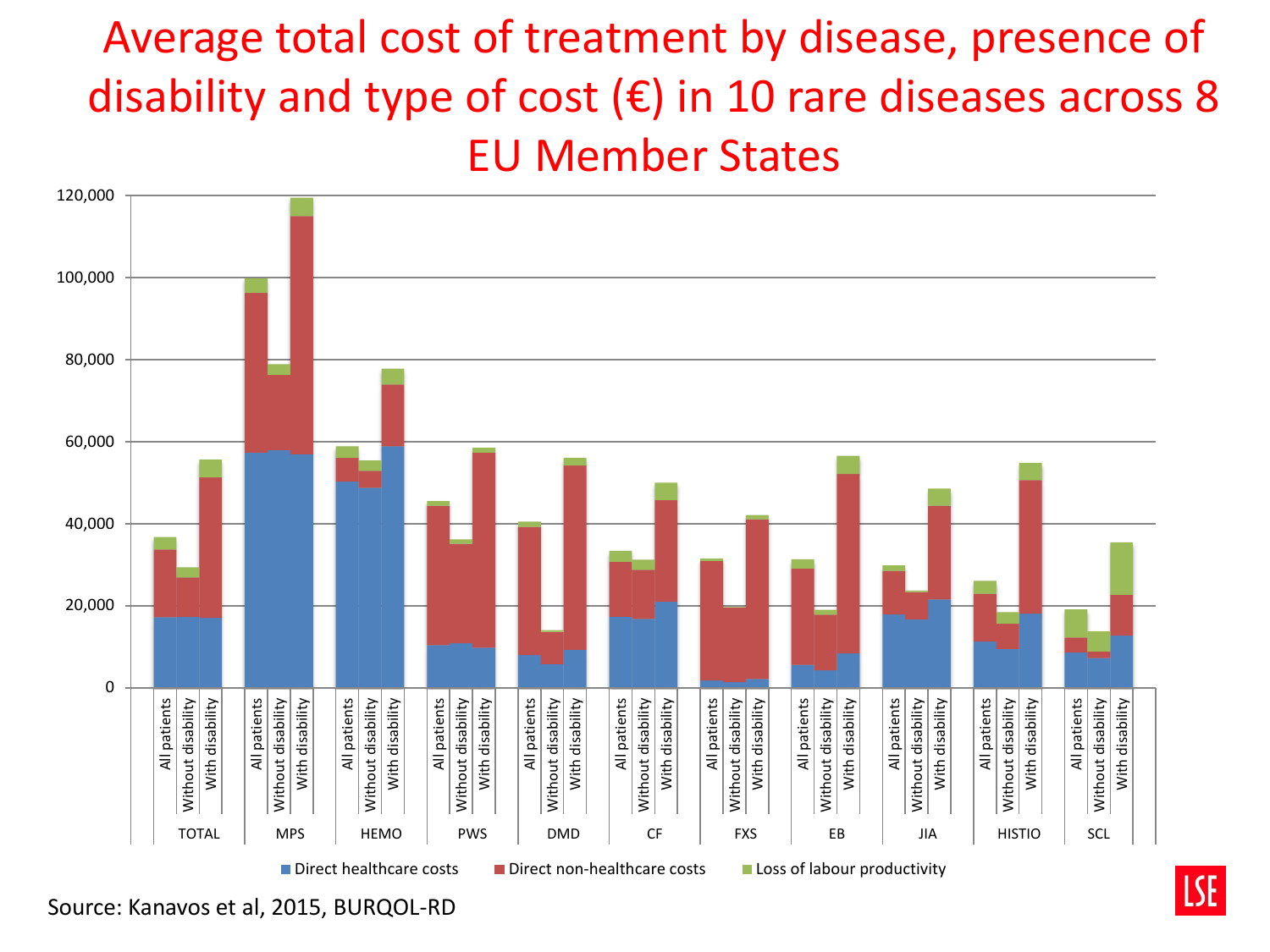# Average total cost of treatment by disease, presence of disability and type of cost (€) in 10 rare diseases across 8 EU Member States

Source: Kanavos et al, 2015, BURQOL-RD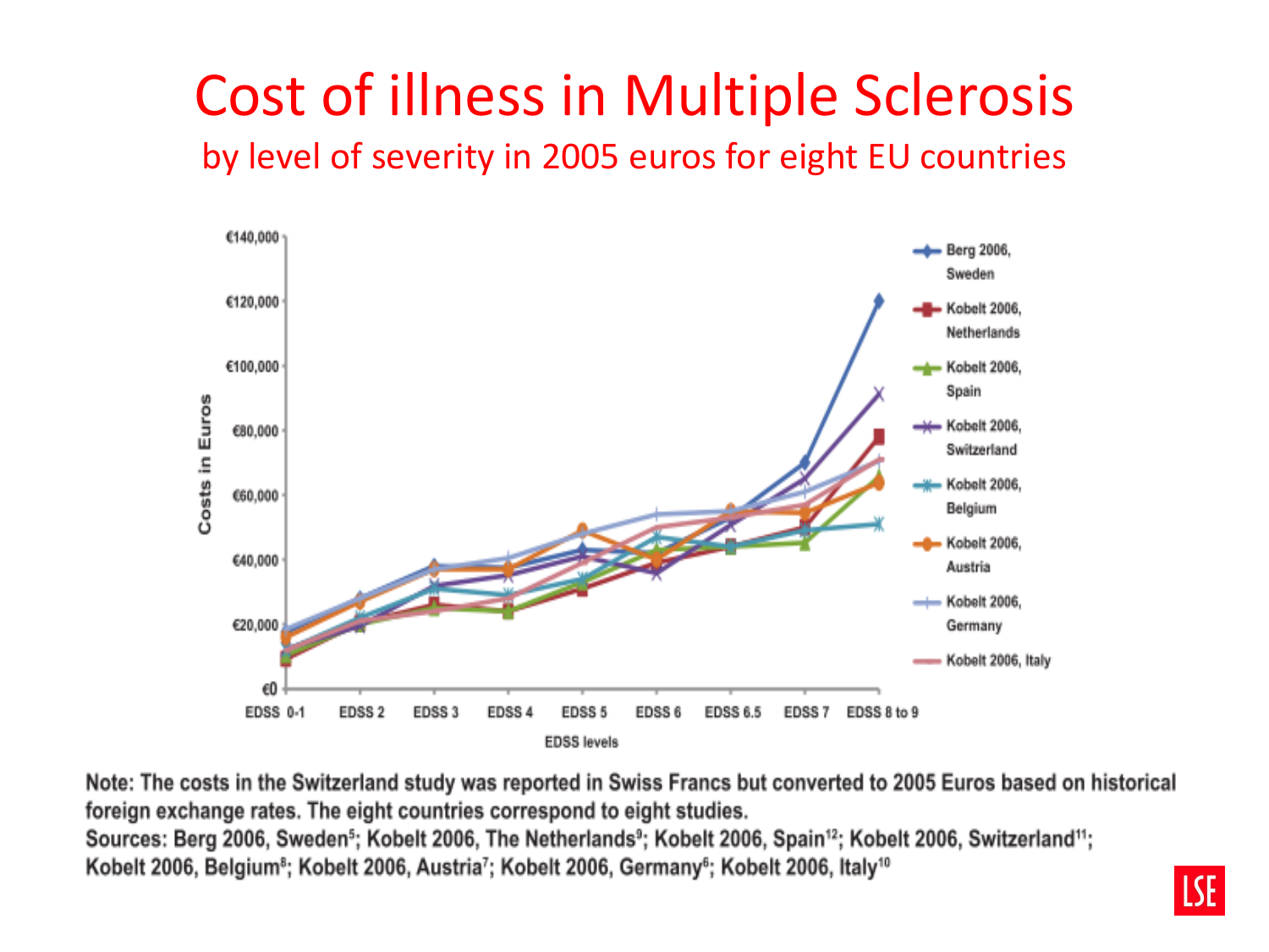# Cost of illness in Multiple Sclerosis

by level of severity in 2005 euros for eight EU countries

Note: The costs in the Switzerland study was reported in Swiss Francs but converted to 2005 Euros based on historical foreign exchange rates. The eight countries correspond to eight studies.

Sources: Berg 2006, Sweden[5]; Kobelt 2006, The Netherlands[9]; Kobelt 2006, Spain[12]; Kobelt 2006, Switzerland[11]; Kobelt 2006, Belgium[8]; Kobelt 2006, Austria[7]; Kobelt 2006, Germany[6]; Kobelt 2006, Italy[10]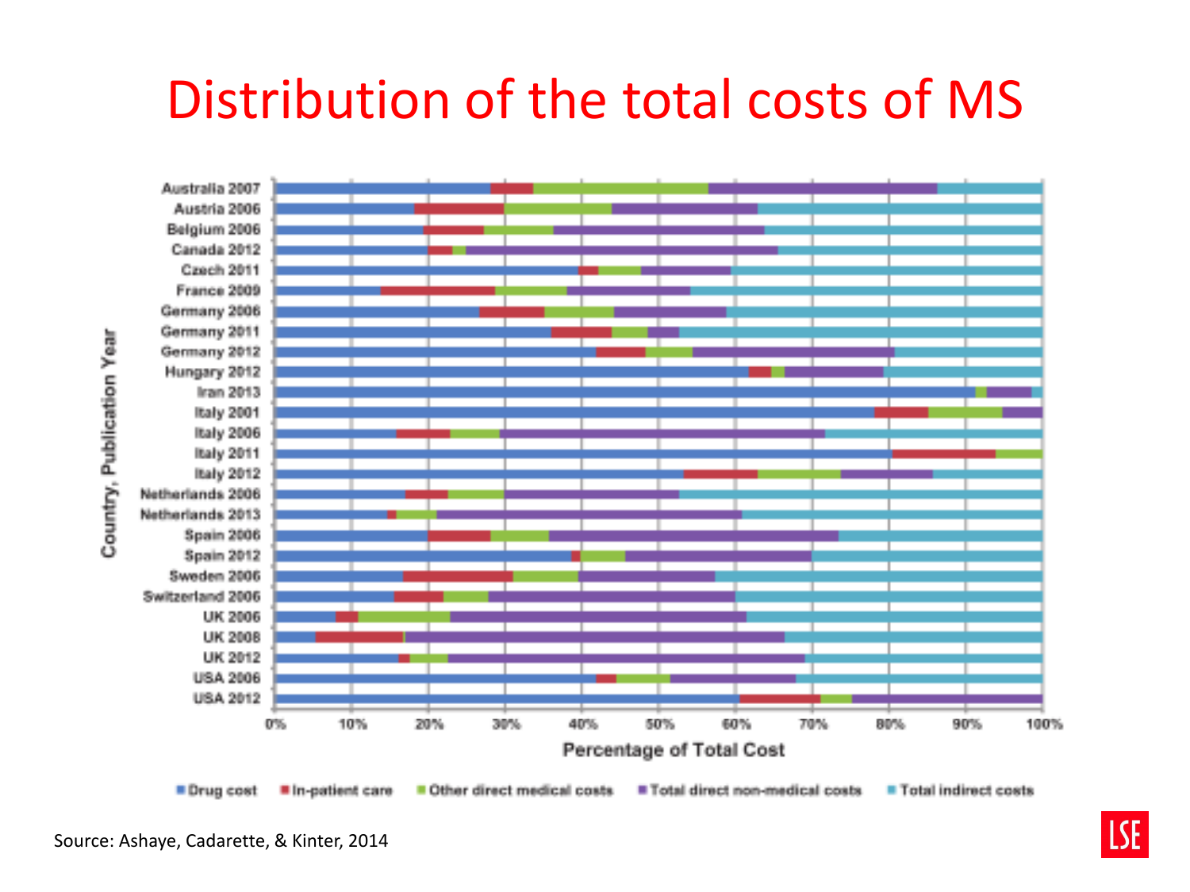# Distribution of the total costs of MS

Country, Publication Year

Australia 2007
Austria 2006
Belgium 2006
Canada 2012
Czech 2011
France 2009
Germany 2006
Germany 2011
Germany 2012
Hungary 2012
Iran 2013
Italy 2001
Italy 2006
Italy 2011
Italy 2012
Netherlands 2006
Netherlands 2013
Spain 2006
Spain 2012
Sweden 2006
Switzerland 2006
UK 2006
UK 2008
UK 2012
USA 2006
USA 2012

0% 10% 20% 30% 40% 50% 60% 70% 80% 90% 100%

Percentage of Total Cost

Drug cost | In-patient care | Other direct medical costs | Total direct non-medical costs | Total indirect costs

Source: Ashaye, Cadarette, & Kinter, 2014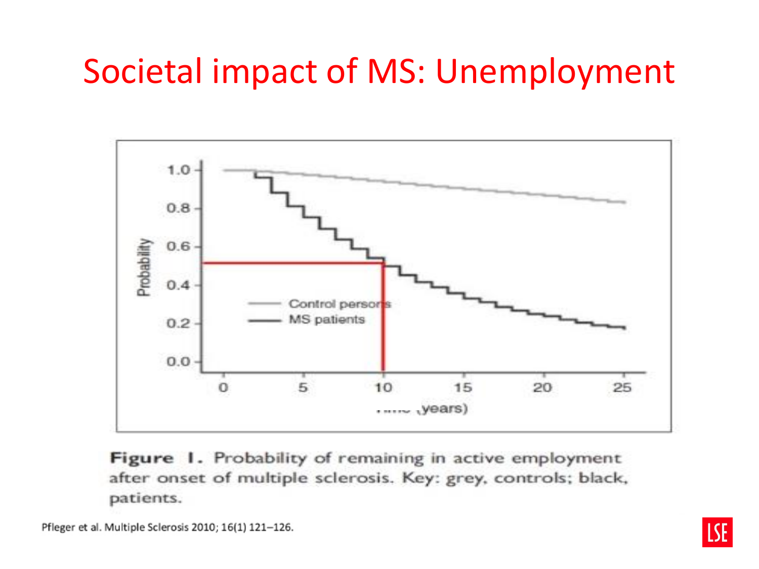# Societal impact of MS: Unemployment

**Figure 1.** Probability of remaining in active employment after onset of multiple sclerosis. Key: grey, controls; black, patients.

Pfleger et al. Multiple Sclerosis 2010; 16(1) 121–126.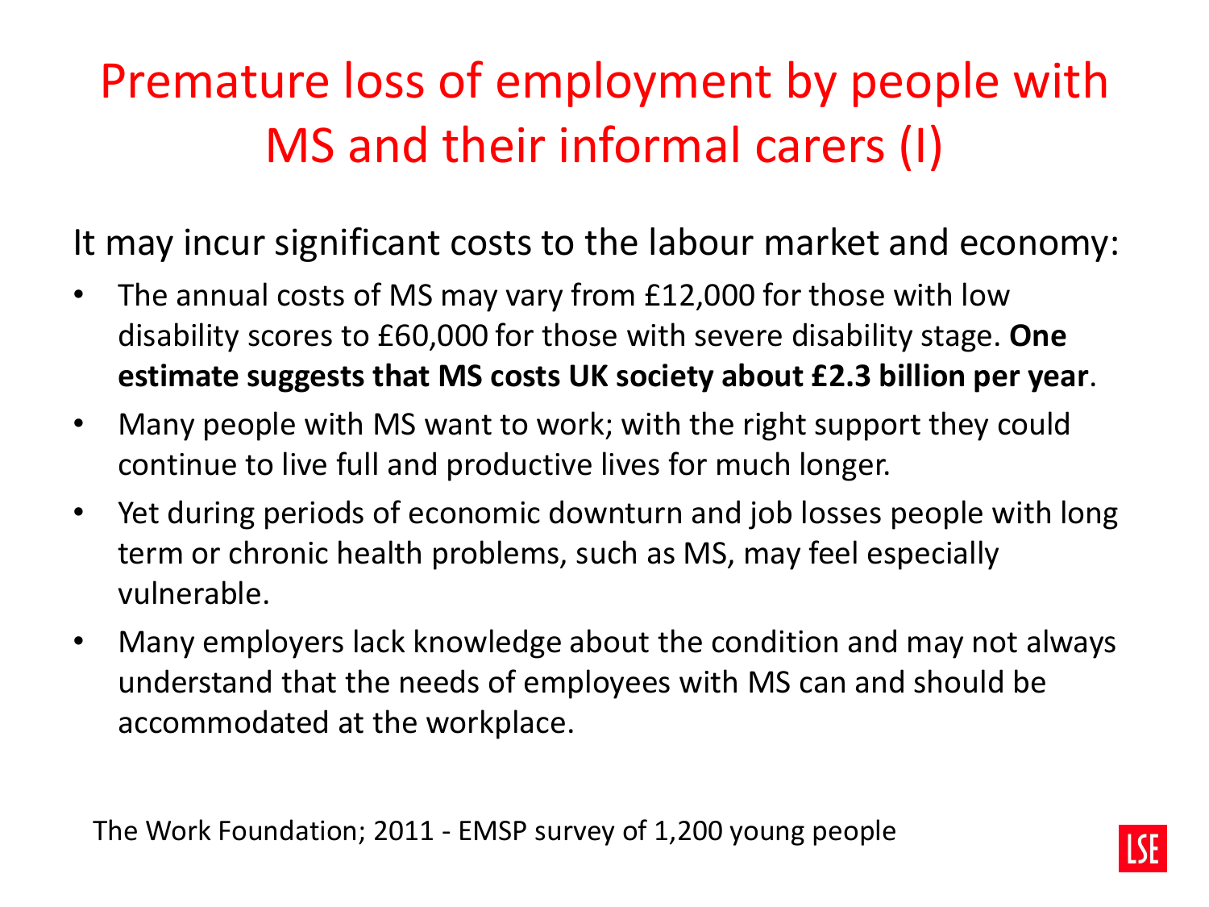# Premature loss of employment by people with MS and their informal carers (I)

It may incur significant costs to the labour market and economy:

- The annual costs of MS may vary from £12,000 for those with low disability scores to £60,000 for those with severe disability stage. **One estimate suggests that MS costs UK society about £2.3 billion per year**.
- Many people with MS want to work; with the right support they could continue to live full and productive lives for much longer.
- Yet during periods of economic downturn and job losses people with long term or chronic health problems, such as MS, may feel especially vulnerable.
- Many employers lack knowledge about the condition and may not always understand that the needs of employees with MS can and should be accommodated at the workplace.

The Work Foundation; 2011 - EMSP survey of 1,200 young people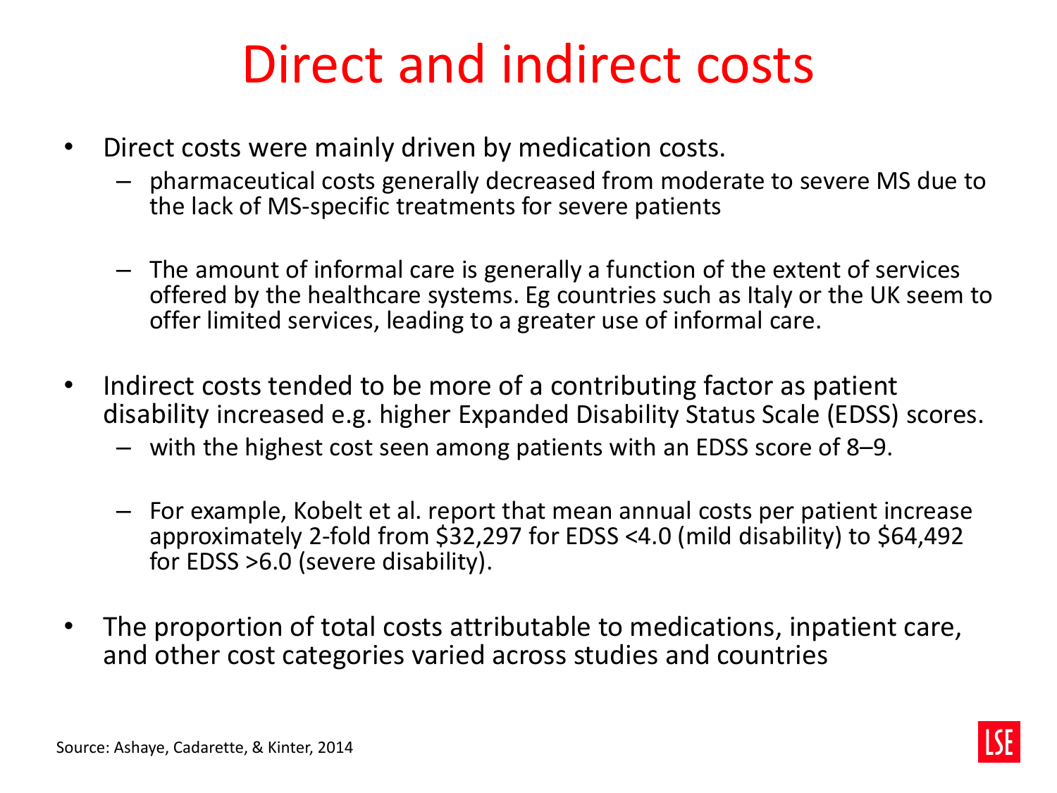# Direct and indirect costs

- Direct costs were mainly driven by medication costs.
  - pharmaceutical costs generally decreased from moderate to severe MS due to the lack of MS-specific treatments for severe patients
  - The amount of informal care is generally a function of the extent of services offered by the healthcare systems. Eg countries such as Italy or the UK seem to offer limited services, leading to a greater use of informal care.
- Indirect costs tended to be more of a contributing factor as patient disability increased e.g. higher Expanded Disability Status Scale (EDSS) scores.
  - with the highest cost seen among patients with an EDSS score of 8–9.
  - For example, Kobelt et al. report that mean annual costs per patient increase approximately 2-fold from $32,297 for EDSS <4.0 (mild disability) to $64,492 for EDSS >6.0 (severe disability).
- The proportion of total costs attributable to medications, inpatient care, and other cost categories varied across studies and countries

Source: Ashaye, Cadarette, & Kinter, 2014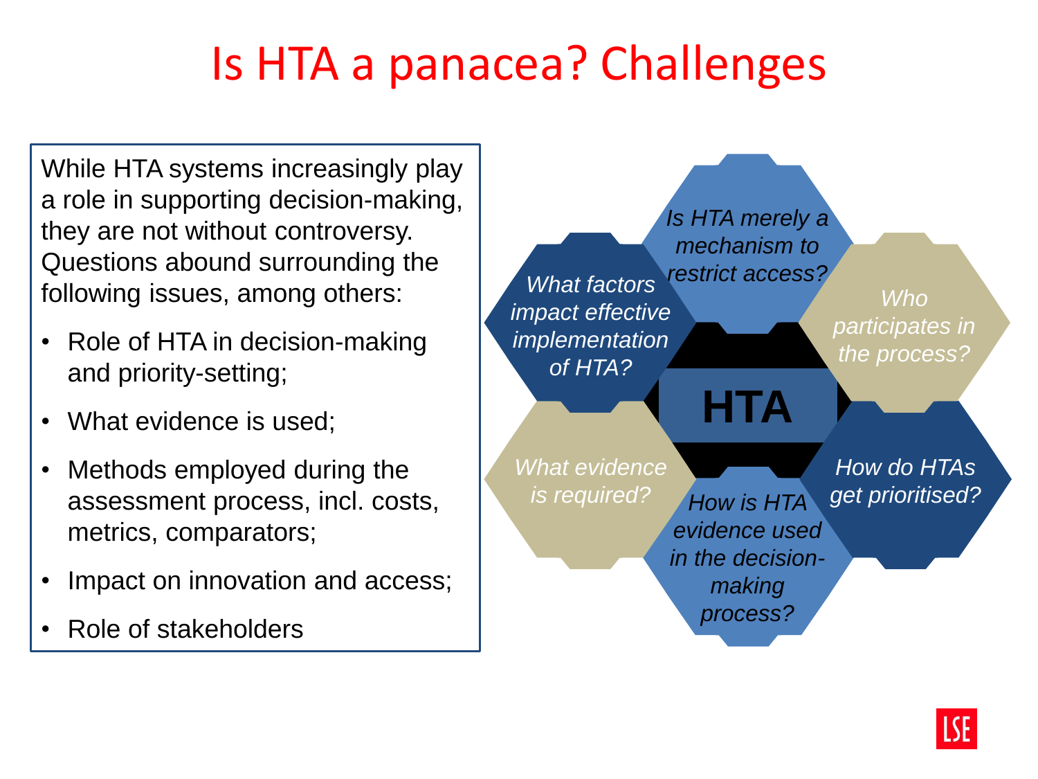# Is HTA a panacea? Challenges

While HTA systems increasingly play a role in supporting decision-making, they are not without controversy. Questions abound surrounding the following issues, among others:

- Role of HTA in decision-making and priority-setting;
- What evidence is used;
- Methods employed during the assessment process, incl. costs, metrics, comparators;
- Impact on innovation and access;
- Role of stakeholders

HTA

*Is HTA merely a mechanism to restrict access?*

*Who participates in the process?*

*How do HTAs get prioritised?*

*How is HTA evidence used in the decision-making process?*

*What evidence is required?*

*What factors impact effective implementation of HTA?*